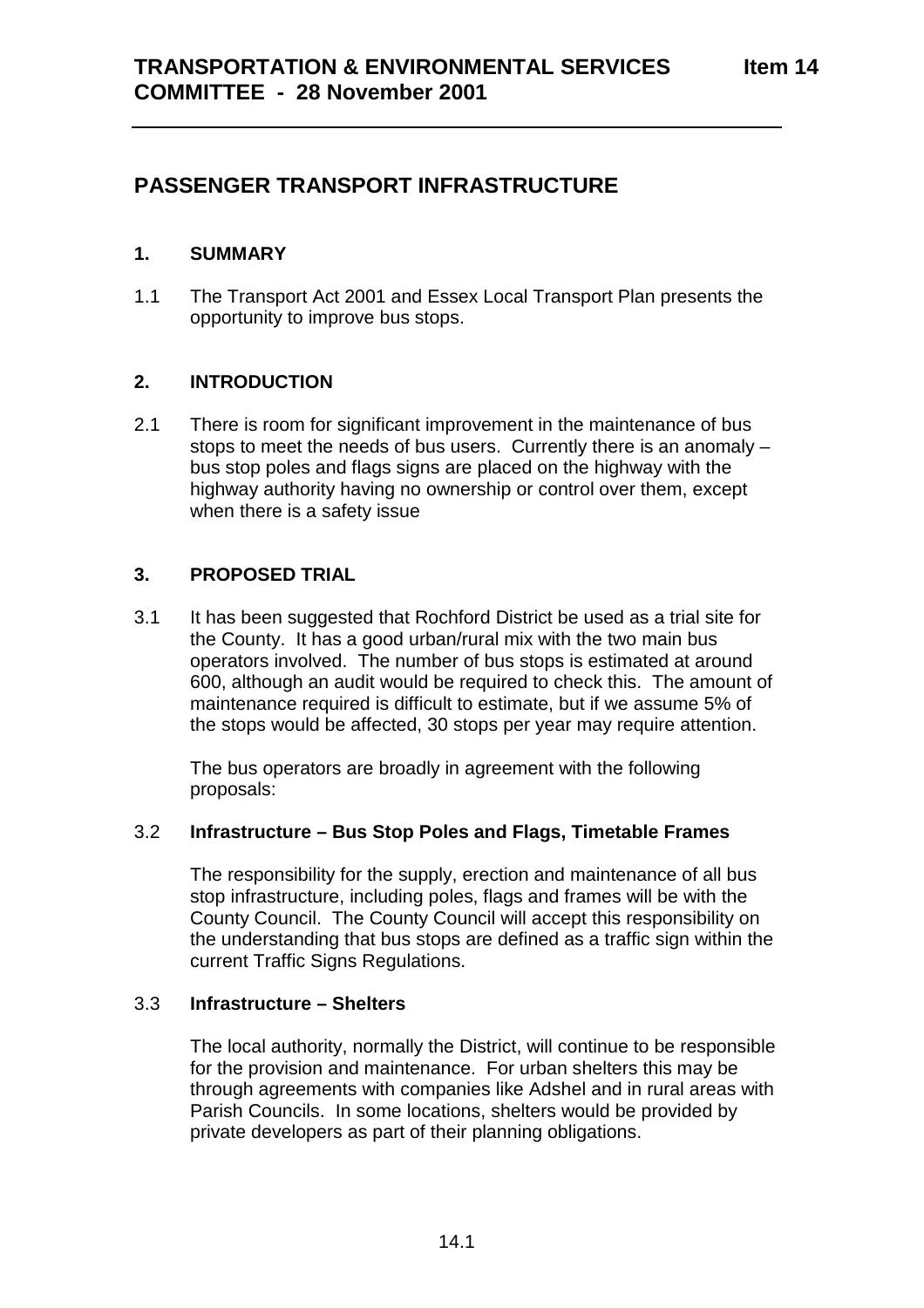**TRANSPORTATION & ENVIRONMENTAL SERVICES COMMITTEE - 28 November 2001** **Item 14**

# PASSENGER TRANSPORT INFRASTRUCTURE

## 1. SUMMARY

1.1 The Transport Act 2001 and Essex Local Transport Plan presents the opportunity to improve bus stops.

## 2. INTRODUCTION

2.1 There is room for significant improvement in the maintenance of bus stops to meet the needs of bus users. Currently there is an anomaly – bus stop poles and flags signs are placed on the highway with the highway authority having no ownership or control over them, except when there is a safety issue

## 3. PROPOSED TRIAL

3.1 It has been suggested that Rochford District be used as a trial site for the County. It has a good urban/rural mix with the two main bus operators involved. The number of bus stops is estimated at around 600, although an audit would be required to check this. The amount of maintenance required is difficult to estimate, but if we assume 5% of the stops would be affected, 30 stops per year may require attention.

The bus operators are broadly in agreement with the following proposals:

3.2 **Infrastructure – Bus Stop Poles and Flags, Timetable Frames**

The responsibility for the supply, erection and maintenance of all bus stop infrastructure, including poles, flags and frames will be with the County Council. The County Council will accept this responsibility on the understanding that bus stops are defined as a traffic sign within the current Traffic Signs Regulations.

3.3 **Infrastructure – Shelters**

The local authority, normally the District, will continue to be responsible for the provision and maintenance. For urban shelters this may be through agreements with companies like Adshel and in rural areas with Parish Councils. In some locations, shelters would be provided by private developers as part of their planning obligations.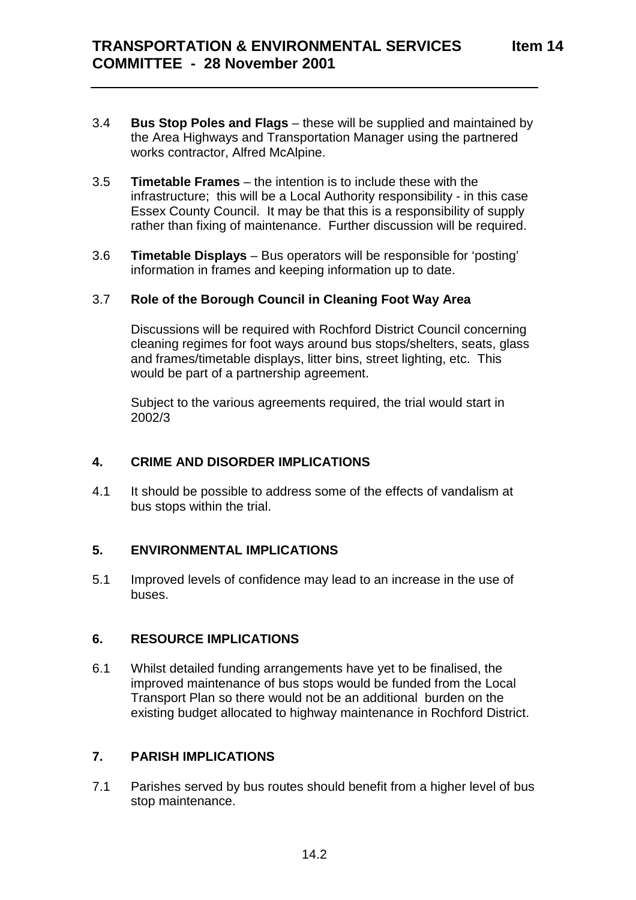3.4 **Bus Stop Poles and Flags** – these will be supplied and maintained by the Area Highways and Transportation Manager using the partnered works contractor, Alfred McAlpine.

3.5 **Timetable Frames** – the intention is to include these with the infrastructure; this will be a Local Authority responsibility - in this case Essex County Council. It may be that this is a responsibility of supply rather than fixing of maintenance. Further discussion will be required.

3.6 **Timetable Displays** – Bus operators will be responsible for 'posting' information in frames and keeping information up to date.

3.7 **Role of the Borough Council in Cleaning Foot Way Area**

Discussions will be required with Rochford District Council concerning cleaning regimes for foot ways around bus stops/shelters, seats, glass and frames/timetable displays, litter bins, street lighting, etc. This would be part of a partnership agreement.

Subject to the various agreements required, the trial would start in 2002/3

## 4. CRIME AND DISORDER IMPLICATIONS

4.1 It should be possible to address some of the effects of vandalism at bus stops within the trial.

## 5. ENVIRONMENTAL IMPLICATIONS

5.1 Improved levels of confidence may lead to an increase in the use of buses.

## 6. RESOURCE IMPLICATIONS

6.1 Whilst detailed funding arrangements have yet to be finalised, the improved maintenance of bus stops would be funded from the Local Transport Plan so there would not be an additional burden on the existing budget allocated to highway maintenance in Rochford District.

## 7. PARISH IMPLICATIONS

7.1 Parishes served by bus routes should benefit from a higher level of bus stop maintenance.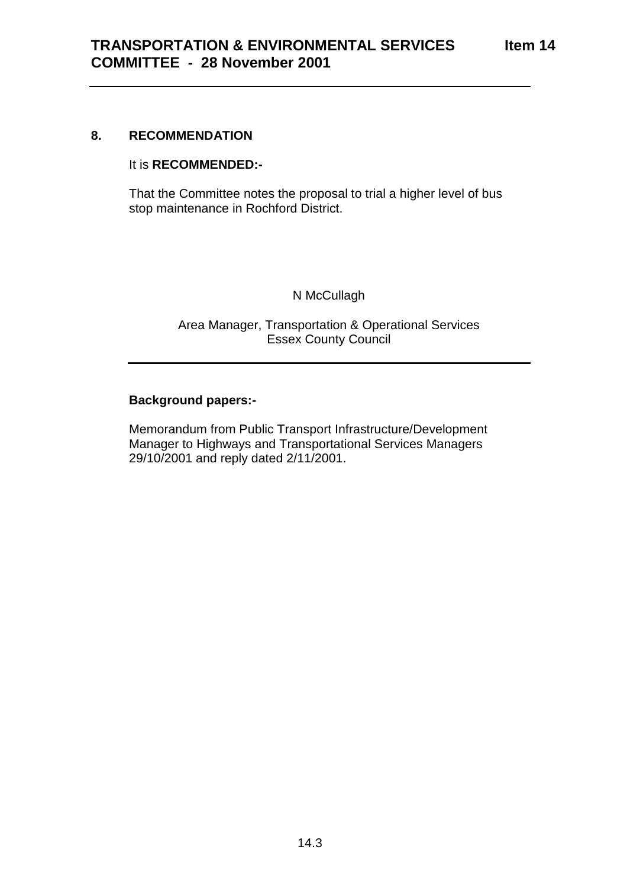## 8. RECOMMENDATION

It is **RECOMMENDED:-**

That the Committee notes the proposal to trial a higher level of bus stop maintenance in Rochford District.

N McCullagh

Area Manager, Transportation & Operational Services
Essex County Council

---

**Background papers:-**

Memorandum from Public Transport Infrastructure/Development Manager to Highways and Transportational Services Managers 29/10/2001 and reply dated 2/11/2001.